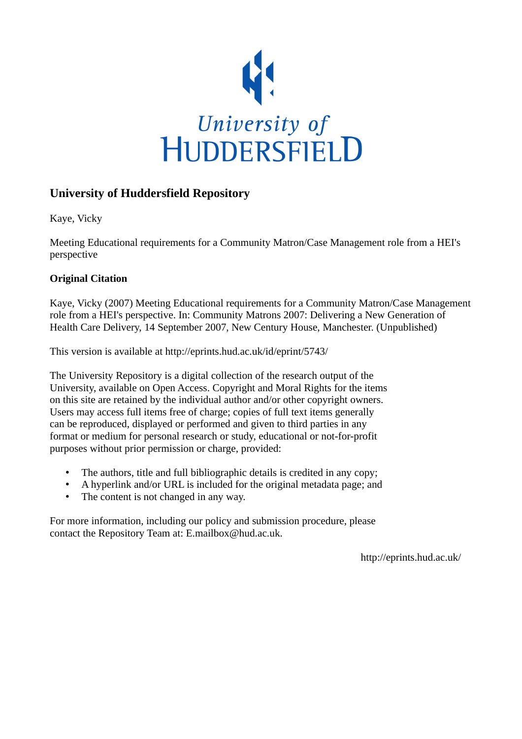University of HUDDERSFIELD

## University of Huddersfield Repository

Kaye, Vicky

Meeting Educational requirements for a Community Matron/Case Management role from a HEI's perspective

### Original Citation

Kaye, Vicky (2007) Meeting Educational requirements for a Community Matron/Case Management role from a HEI's perspective. In: Community Matrons 2007: Delivering a New Generation of Health Care Delivery, 14 September 2007, New Century House, Manchester. (Unpublished)

This version is available at http://eprints.hud.ac.uk/id/eprint/5743/

The University Repository is a digital collection of the research output of the University, available on Open Access. Copyright and Moral Rights for the items on this site are retained by the individual author and/or other copyright owners. Users may access full items free of charge; copies of full text items generally can be reproduced, displayed or performed and given to third parties in any format or medium for personal research or study, educational or not-for-profit purposes without prior permission or charge, provided:

- The authors, title and full bibliographic details is credited in any copy;
- A hyperlink and/or URL is included for the original metadata page; and
- The content is not changed in any way.

For more information, including our policy and submission procedure, please contact the Repository Team at: E.mailbox@hud.ac.uk.

http://eprints.hud.ac.uk/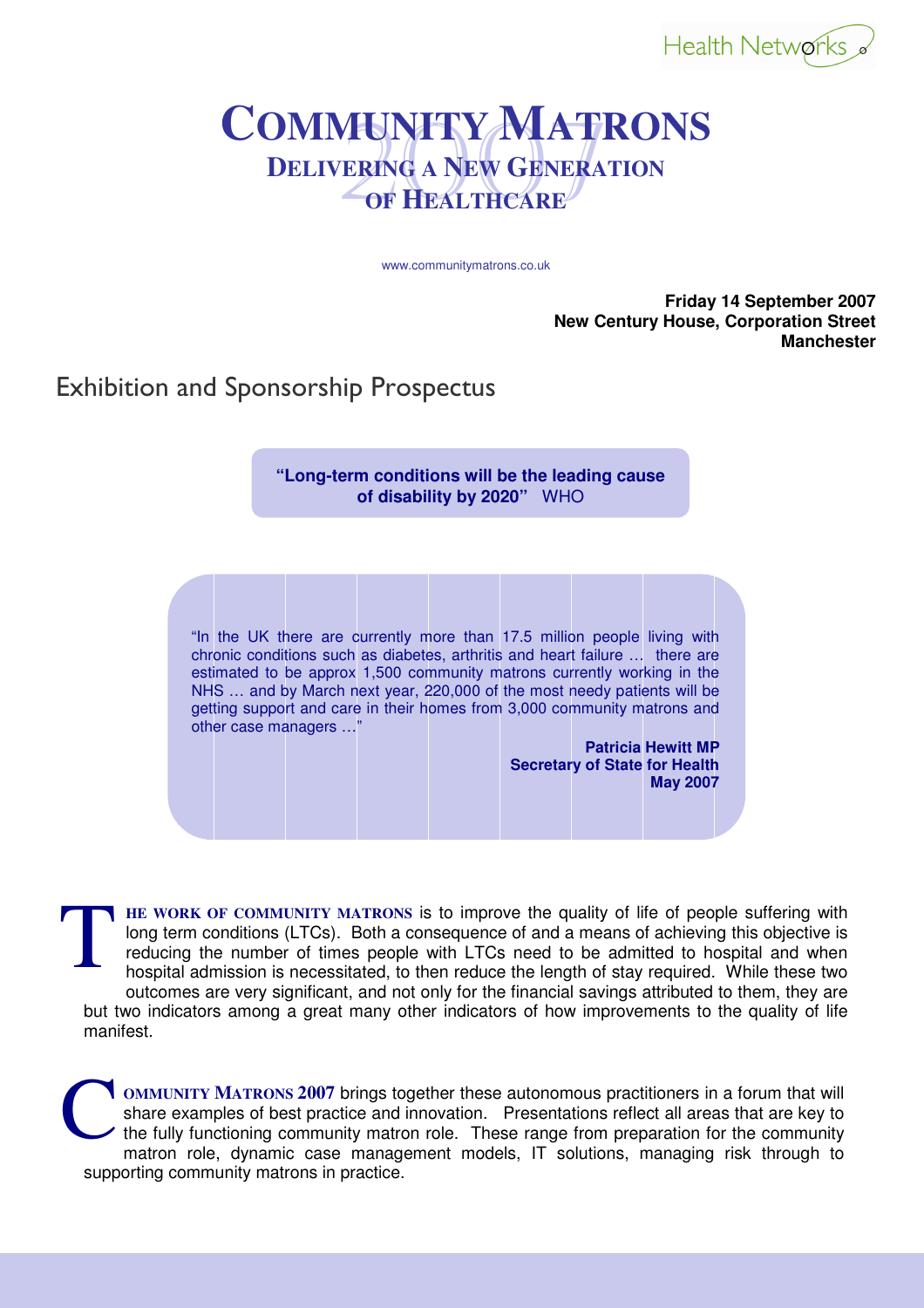Health Networks

# Community Matrons

## Delivering a New Generation of Healthcare

www.communitymatrons.co.uk

**Friday 14 September 2007**
**New Century House, Corporation Street**
**Manchester**

## Exhibition and Sponsorship Prospectus

> **"Long-term conditions will be the leading cause of disability by 2020"** WHO

> "In the UK there are currently more than 17.5 million people living with chronic conditions such as diabetes, arthritis and heart failure … there are estimated to be approx 1,500 community matrons currently working in the NHS … and by March next year, 220,000 of the most needy patients will be getting support and care in their homes from 3,000 community matrons and other case managers …"
>
> **Patricia Hewitt MP**
> **Secretary of State for Health**
> **May 2007**

**The work of community matrons** is to improve the quality of life of people suffering with long term conditions (LTCs). Both a consequence of and a means of achieving this objective is reducing the number of times people with LTCs need to be admitted to hospital and when hospital admission is necessitated, to then reduce the length of stay required. While these two outcomes are very significant, and not only for the financial savings attributed to them, they are but two indicators among a great many other indicators of how improvements to the quality of life manifest.

**Community Matrons 2007** brings together these autonomous practitioners in a forum that will share examples of best practice and innovation. Presentations reflect all areas that are key to the fully functioning community matron role. These range from preparation for the community matron role, dynamic case management models, IT solutions, managing risk through to supporting community matrons in practice.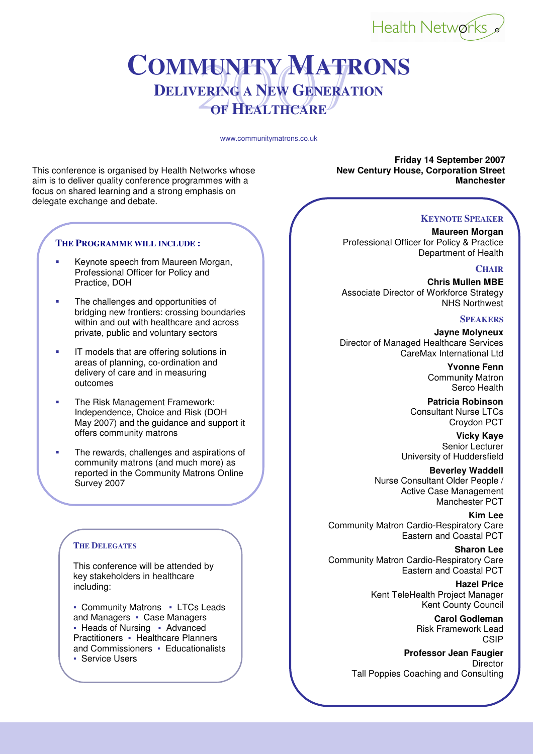Health Networks

# Community Matrons

## Delivering a New Generation of Healthcare

2007

www.communitymatrons.co.uk

**Friday 14 September 2007**
**New Century House, Corporation Street**
**Manchester**

This conference is organised by Health Networks whose aim is to deliver quality conference programmes with a focus on shared learning and a strong emphasis on delegate exchange and debate.

### The Programme will include:

- Keynote speech from Maureen Morgan, Professional Officer for Policy and Practice, DOH
- The challenges and opportunities of bridging new frontiers: crossing boundaries within and out with healthcare and across private, public and voluntary sectors
- IT models that are offering solutions in areas of planning, co-ordination and delivery of care and in measuring outcomes
- The Risk Management Framework: Independence, Choice and Risk (DOH May 2007) and the guidance and support it offers community matrons
- The rewards, challenges and aspirations of community matrons (and much more) as reported in the Community Matrons Online Survey 2007

### The Delegates

This conference will be attended by key stakeholders in healthcare including:

▪ Community Matrons ▪ LTCs Leads and Managers ▪ Case Managers ▪ Heads of Nursing ▪ Advanced Practitioners ▪ Healthcare Planners and Commissioners ▪ Educationalists ▪ Service Users

### Keynote Speaker

**Maureen Morgan**
Professional Officer for Policy & Practice
Department of Health

### Chair

**Chris Mullen MBE**
Associate Director of Workforce Strategy
NHS Northwest

### Speakers

**Jayne Molyneux**
Director of Managed Healthcare Services
CareMax International Ltd

**Yvonne Fenn**
Community Matron
Serco Health

**Patricia Robinson**
Consultant Nurse LTCs
Croydon PCT

**Vicky Kaye**
Senior Lecturer
University of Huddersfield

**Beverley Waddell**
Nurse Consultant Older People / Active Case Management
Manchester PCT

**Kim Lee**
Community Matron Cardio-Respiratory Care
Eastern and Coastal PCT

**Sharon Lee**
Community Matron Cardio-Respiratory Care
Eastern and Coastal PCT

**Hazel Price**
Kent TeleHealth Project Manager
Kent County Council

**Carol Godleman**
Risk Framework Lead
CSIP

**Professor Jean Faugier**
Director
Tall Poppies Coaching and Consulting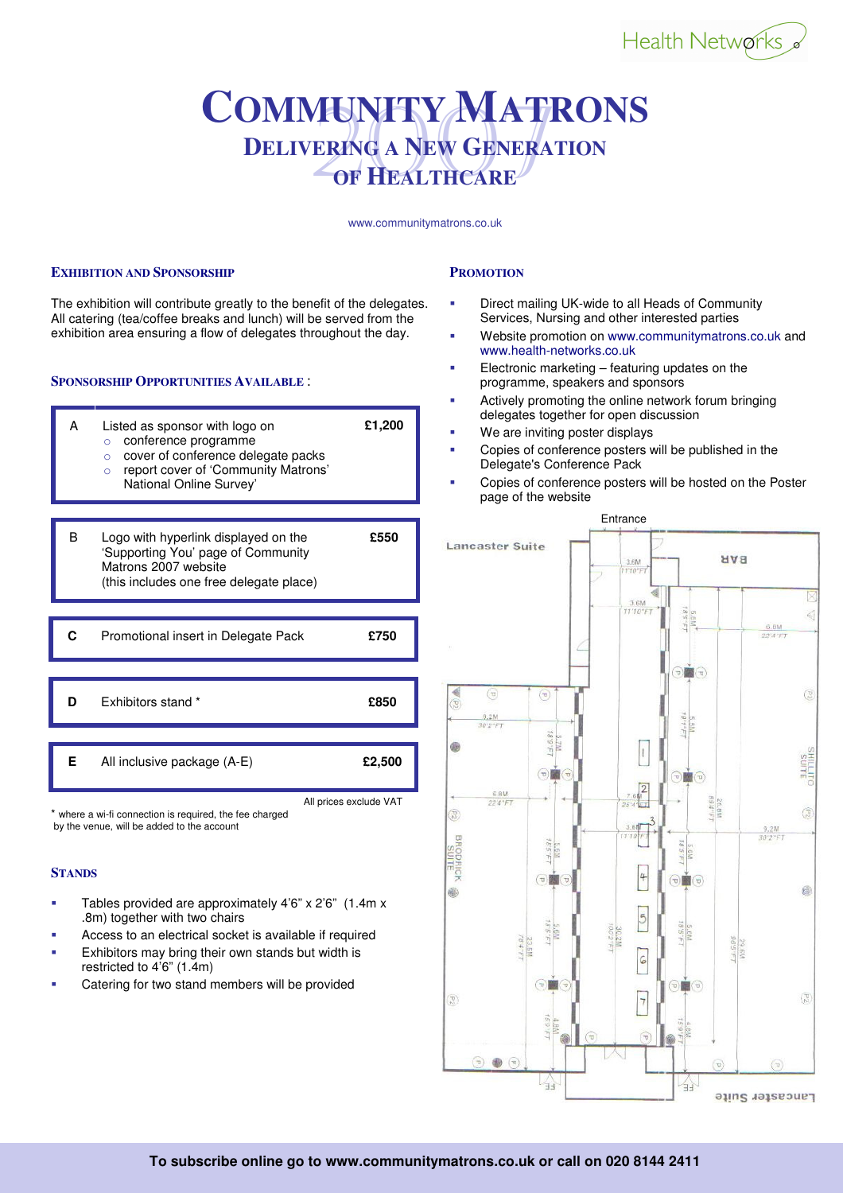Health Networks

# COMMUNITY MATRONS 2007

## DELIVERING A NEW GENERATION OF HEALTHCARE

www.communitymatrons.co.uk

### EXHIBITION AND SPONSORSHIP

The exhibition will contribute greatly to the benefit of the delegates. All catering (tea/coffee breaks and lunch) will be served from the exhibition area ensuring a flow of delegates throughout the day.

### SPONSORSHIP OPPORTUNITIES AVAILABLE :

| | | |
|---|---|---|
| A | Listed as sponsor with logo on<br>○ conference programme<br>○ cover of conference delegate packs<br>○ report cover of 'Community Matrons' National Online Survey' | £1,200 |
| B | Logo with hyperlink displayed on the 'Supporting You' page of Community Matrons 2007 website (this includes one free delegate place) | £550 |
| C | Promotional insert in Delegate Pack | £750 |
| D | Exhibitors stand * | £850 |
| E | All inclusive package (A-E) | £2,500 |

All prices exclude VAT

* where a wi-fi connection is required, the fee charged by the venue, will be added to the account

### STANDS

- Tables provided are approximately 4'6" x 2'6" (1.4m x .8m) together with two chairs
- Access to an electrical socket is available if required
- Exhibitors may bring their own stands but width is restricted to 4'6" (1.4m)
- Catering for two stand members will be provided

### PROMOTION

- Direct mailing UK-wide to all Heads of Community Services, Nursing and other interested parties
- Website promotion on www.communitymatrons.co.uk and www.health-networks.co.uk
- Electronic marketing – featuring updates on the programme, speakers and sponsors
- Actively promoting the online network forum bringing delegates together for open discussion
- We are inviting poster displays
- Copies of conference posters will be published in the Delegate's Conference Pack
- Copies of conference posters will be hosted on the Poster page of the website

Entrance

Lancaster Suite

**To subscribe online go to www.communitymatrons.co.uk or call on 020 8144 2411**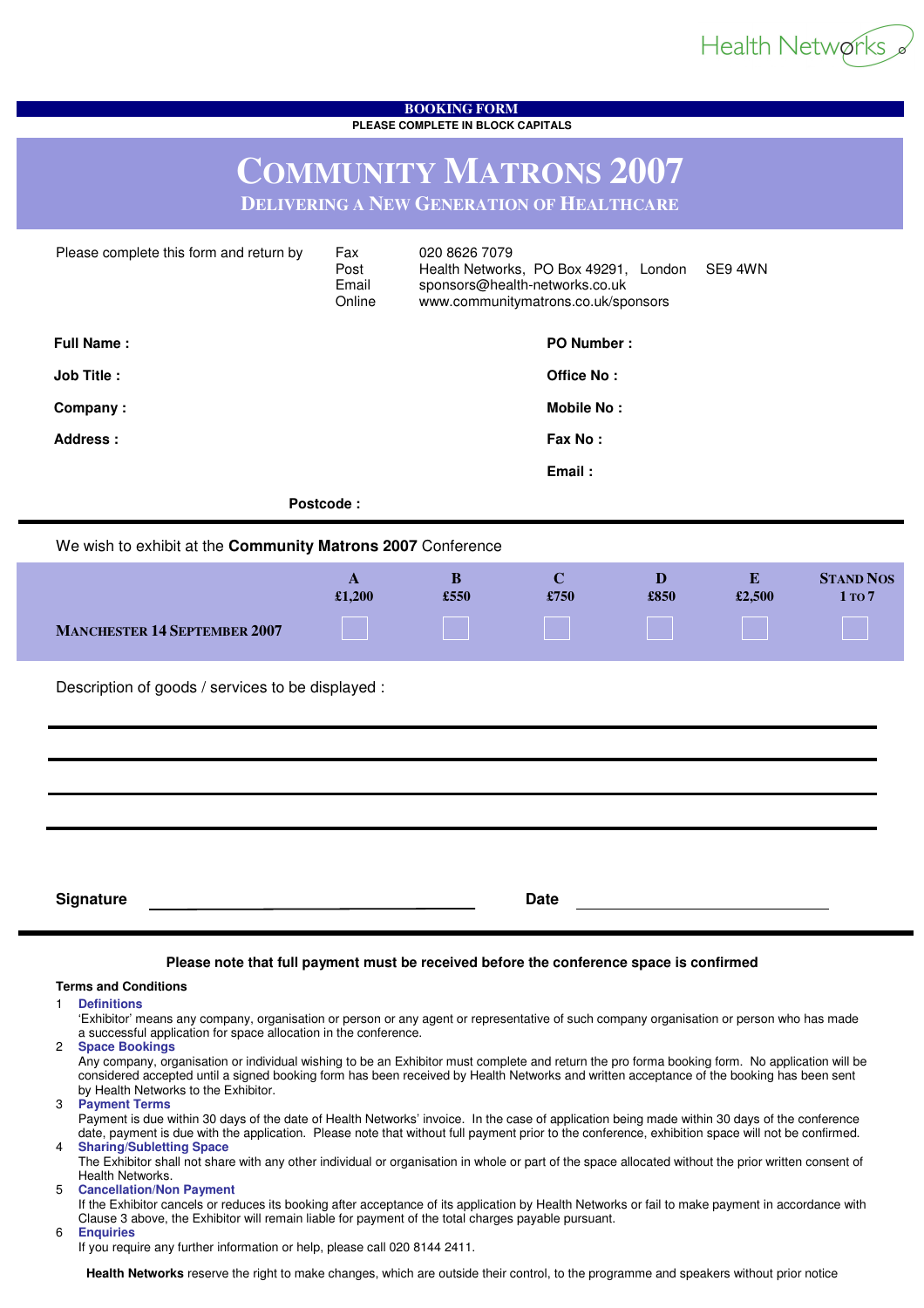Health Networks

**BOOKING FORM**

**PLEASE COMPLETE IN BLOCK CAPITALS**

# COMMUNITY MATRONS 2007

## DELIVERING A NEW GENERATION OF HEALTHCARE

| | | |
|---|---|---|
| Please complete this form and return by | Fax | 020 8626 7079 |
| | Post | Health Networks, PO Box 49291, London SE9 4WN |
| | Email | sponsors@health-networks.co.uk |
| | Online | www.communitymatrons.co.uk/sponsors |

**Full Name :**

**Job Title :**

**Company :**

**Address :**

**Postcode :**

**PO Number :**

**Office No :**

**Mobile No :**

**Fax No :**

**Email :**

We wish to exhibit at the **Community Matrons 2007** Conference

| | A £1,200 | B £550 | C £750 | D £850 | E £2,500 | STAND NOS 1 TO 7 |
|---|---|---|---|---|---|---|
| MANCHESTER 14 SEPTEMBER 2007 | ☐ | ☐ | ☐ | ☐ | ☐ | ☐ |

Description of goods / services to be displayed :

**Signature** \_\_\_\_\_\_\_\_\_\_\_\_\_\_\_\_\_\_\_\_ **Date** \_\_\_\_\_\_\_\_\_\_\_\_\_\_\_\_\_\_\_\_

**Please note that full payment must be received before the conference space is confirmed**

**Terms and Conditions**

1 **Definitions**
'Exhibitor' means any company, organisation or person or any agent or representative of such company organisation or person who has made a successful application for space allocation in the conference.

2 **Space Bookings**
Any company, organisation or individual wishing to be an Exhibitor must complete and return the pro forma booking form. No application will be considered accepted until a signed booking form has been received by Health Networks and written acceptance of the booking has been sent by Health Networks to the Exhibitor.

3 **Payment Terms**
Payment is due within 30 days of the date of Health Networks' invoice. In the case of application being made within 30 days of the conference date, payment is due with the application. Please note that without full payment prior to the conference, exhibition space will not be confirmed.

4 **Sharing/Subletting Space**
The Exhibitor shall not share with any other individual or organisation in whole or part of the space allocated without the prior written consent of Health Networks.

5 **Cancellation/Non Payment**
If the Exhibitor cancels or reduces its booking after acceptance of its application by Health Networks or fail to make payment in accordance with Clause 3 above, the Exhibitor will remain liable for payment of the total charges payable pursuant.

6 **Enquiries**
If you require any further information or help, please call 020 8144 2411.

**Health Networks** reserve the right to make changes, which are outside their control, to the programme and speakers without prior notice